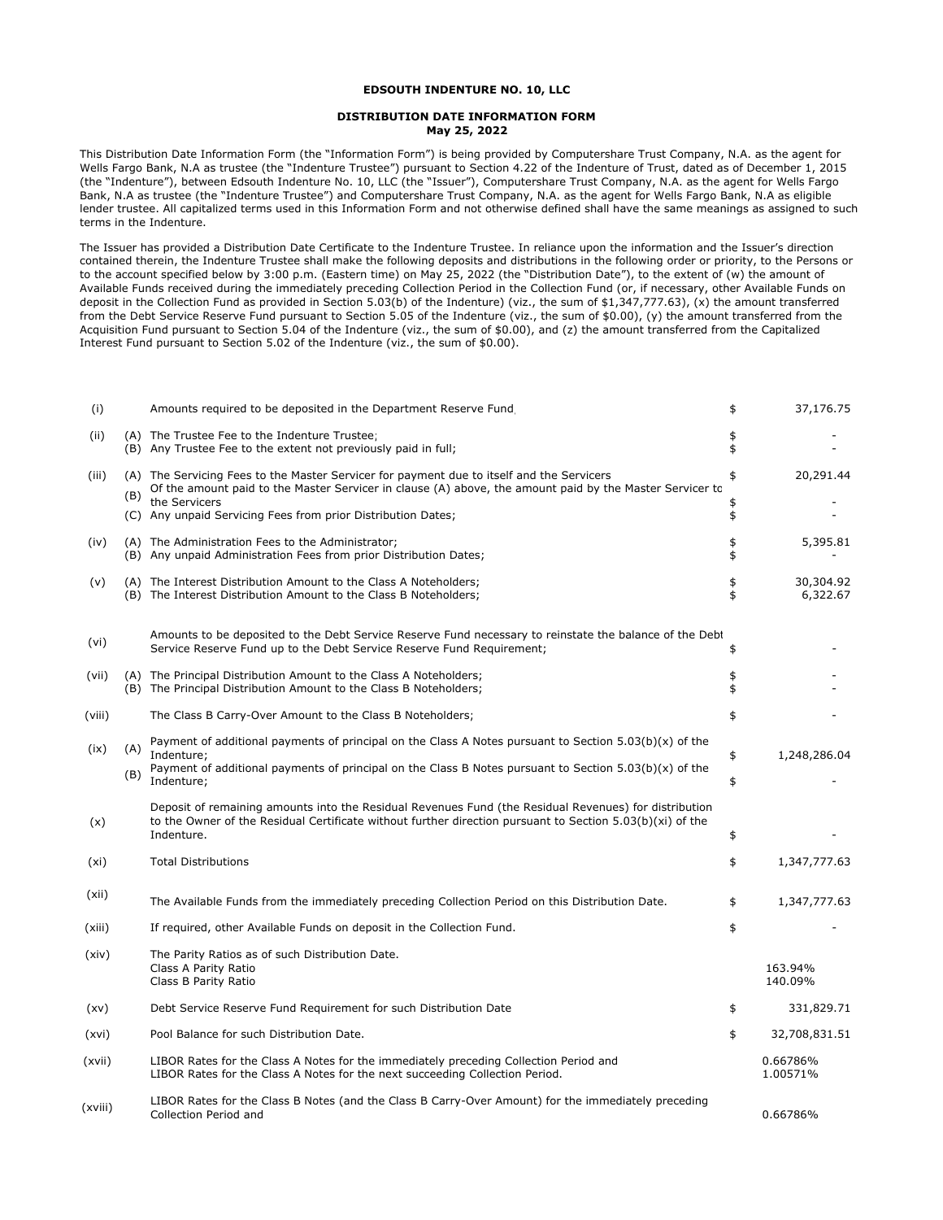**EDSOUTH INDENTURE NO. 10, LLC**

**DISTRIBUTION DATE INFORMATION FORM**
**May 25, 2022**

This Distribution Date Information Form (the "Information Form") is being provided by Computershare Trust Company, N.A. as the agent for Wells Fargo Bank, N.A as trustee (the "Indenture Trustee") pursuant to Section 4.22 of the Indenture of Trust, dated as of December 1, 2015 (the "Indenture"), between Edsouth Indenture No. 10, LLC (the "Issuer"), Computershare Trust Company, N.A. as the agent for Wells Fargo Bank, N.A as trustee (the "Indenture Trustee") and Computershare Trust Company, N.A. as the agent for Wells Fargo Bank, N.A as eligible lender trustee. All capitalized terms used in this Information Form and not otherwise defined shall have the same meanings as assigned to such terms in the Indenture.

The Issuer has provided a Distribution Date Certificate to the Indenture Trustee. In reliance upon the information and the Issuer's direction contained therein, the Indenture Trustee shall make the following deposits and distributions in the following order or priority, to the Persons or to the account specified below by 3:00 p.m. (Eastern time) on May 25, 2022 (the "Distribution Date"), to the extent of (w) the amount of Available Funds received during the immediately preceding Collection Period in the Collection Fund (or, if necessary, other Available Funds on deposit in the Collection Fund as provided in Section 5.03(b) of the Indenture) (viz., the sum of $1,347,777.63), (x) the amount transferred from the Debt Service Reserve Fund pursuant to Section 5.05 of the Indenture (viz., the sum of $0.00), (y) the amount transferred from the Acquisition Fund pursuant to Section 5.04 of the Indenture (viz., the sum of $0.00), and (z) the amount transferred from the Capitalized Interest Fund pursuant to Section 5.02 of the Indenture (viz., the sum of $0.00).

| | | | | |
|---|---|---|---|---|
| (i) | | Amounts required to be deposited in the Department Reserve Fund | $ | 37,176.75 |
| (ii) | (A) | The Trustee Fee to the Indenture Trustee; | $ | - |
| | (B) | Any Trustee Fee to the extent not previously paid in full; | $ | - |
| (iii) | (A) | The Servicing Fees to the Master Servicer for payment due to itself and the Servicers | $ | 20,291.44 |
| | (B) | Of the amount paid to the Master Servicer in clause (A) above, the amount paid by the Master Servicer to the Servicers | $ | - |
| | (C) | Any unpaid Servicing Fees from prior Distribution Dates; | $ | - |
| (iv) | (A) | The Administration Fees to the Administrator; | $ | 5,395.81 |
| | (B) | Any unpaid Administration Fees from prior Distribution Dates; | $ | - |
| (v) | (A) | The Interest Distribution Amount to the Class A Noteholders; | $ | 30,304.92 |
| | (B) | The Interest Distribution Amount to the Class B Noteholders; | $ | 6,322.67 |
| (vi) | | Amounts to be deposited to the Debt Service Reserve Fund necessary to reinstate the balance of the Debt Service Reserve Fund up to the Debt Service Reserve Fund Requirement; | $ | - |
| (vii) | (A) | The Principal Distribution Amount to the Class A Noteholders; | $ | - |
| | (B) | The Principal Distribution Amount to the Class B Noteholders; | $ | - |
| (viii) | | The Class B Carry-Over Amount to the Class B Noteholders; | $ | - |
| (ix) | (A) | Payment of additional payments of principal on the Class A Notes pursuant to Section 5.03(b)(x) of the Indenture; | $ | 1,248,286.04 |
| | (B) | Payment of additional payments of principal on the Class B Notes pursuant to Section 5.03(b)(x) of the Indenture; | $ | - |
| (x) | | Deposit of remaining amounts into the Residual Revenues Fund (the Residual Revenues) for distribution to the Owner of the Residual Certificate without further direction pursuant to Section 5.03(b)(xi) of the Indenture. | $ | - |
| (xi) | | Total Distributions | $ | 1,347,777.63 |
| (xii) | | The Available Funds from the immediately preceding Collection Period on this Distribution Date. | $ | 1,347,777.63 |
| (xiii) | | If required, other Available Funds on deposit in the Collection Fund. | $ | - |
| (xiv) | | The Parity Ratios as of such Distribution Date. | | |
| | | Class A Parity Ratio | | 163.94% |
| | | Class B Parity Ratio | | 140.09% |
| (xv) | | Debt Service Reserve Fund Requirement for such Distribution Date | $ | 331,829.71 |
| (xvi) | | Pool Balance for such Distribution Date. | $ | 32,708,831.51 |
| (xvii) | | LIBOR Rates for the Class A Notes for the immediately preceding Collection Period and | | 0.66786% |
| | | LIBOR Rates for the Class A Notes for the next succeeding Collection Period. | | 1.00571% |
| (xviii) | | LIBOR Rates for the Class B Notes (and the Class B Carry-Over Amount) for the immediately preceding Collection Period and | | 0.66786% |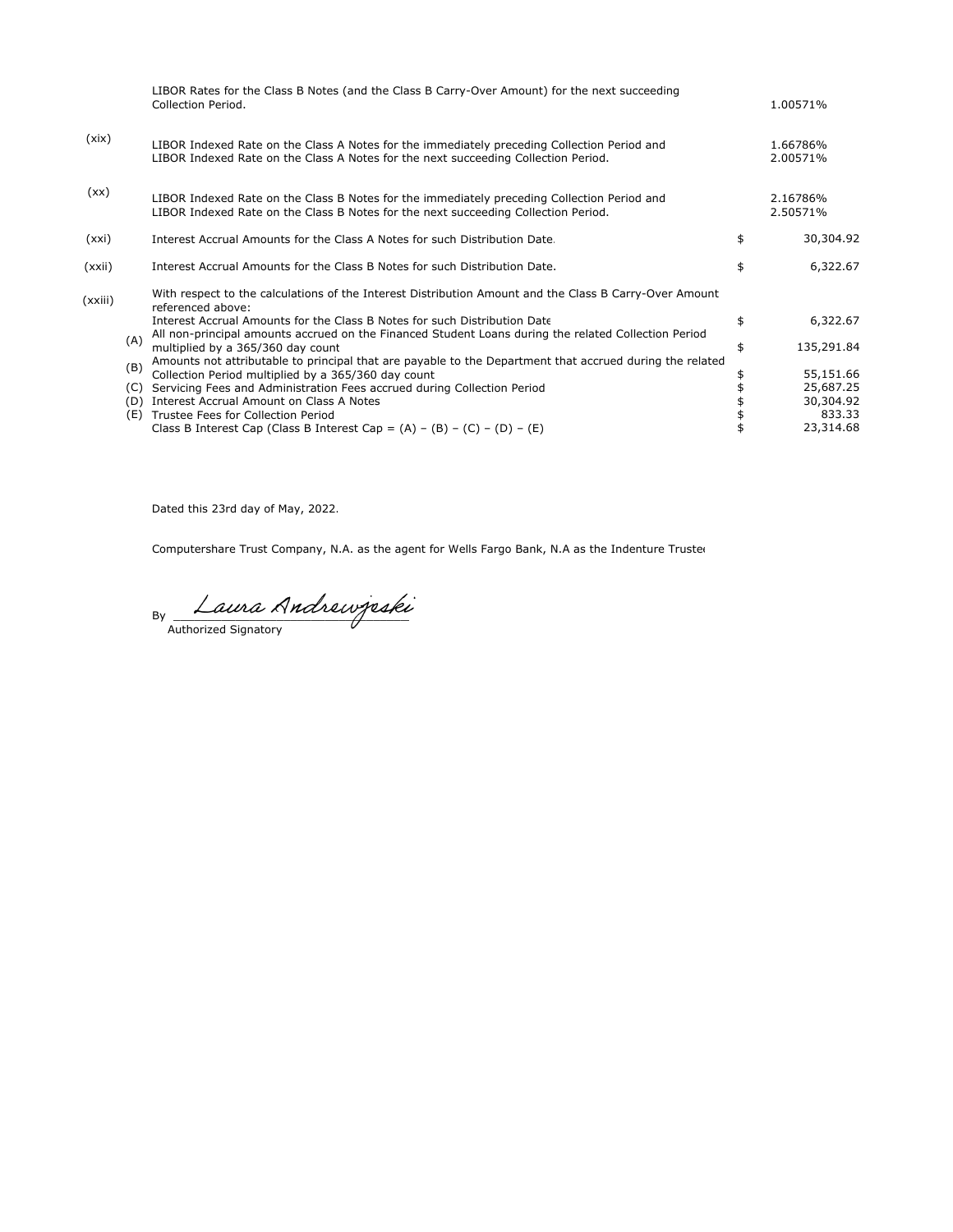| | | | | |
|---|---|---|---|---|
| | | LIBOR Rates for the Class B Notes (and the Class B Carry-Over Amount) for the next succeeding Collection Period. | | 1.00571% |
| (xix) | | LIBOR Indexed Rate on the Class A Notes for the immediately preceding Collection Period and<br>LIBOR Indexed Rate on the Class A Notes for the next succeeding Collection Period. | | 1.66786%<br>2.00571% |
| (xx) | | LIBOR Indexed Rate on the Class B Notes for the immediately preceding Collection Period and<br>LIBOR Indexed Rate on the Class B Notes for the next succeeding Collection Period. | | 2.16786%<br>2.50571% |
| (xxi) | | Interest Accrual Amounts for the Class A Notes for such Distribution Date. | $ | 30,304.92 |
| (xxii) | | Interest Accrual Amounts for the Class B Notes for such Distribution Date. | $ | 6,322.67 |
| (xxiii) | | With respect to the calculations of the Interest Distribution Amount and the Class B Carry-Over Amount referenced above: | | |
| | | Interest Accrual Amounts for the Class B Notes for such Distribution Date | $ | 6,322.67 |
| | (A) | All non-principal amounts accrued on the Financed Student Loans during the related Collection Period multiplied by a 365/360 day count | $ | 135,291.84 |
| | (B) | Amounts not attributable to principal that are payable to the Department that accrued during the related Collection Period multiplied by a 365/360 day count | $ | 55,151.66 |
| | (C) | Servicing Fees and Administration Fees accrued during Collection Period | $ | 25,687.25 |
| | (D) | Interest Accrual Amount on Class A Notes | $ | 30,304.92 |
| | (E) | Trustee Fees for Collection Period | $ | 833.33 |
| | | Class B Interest Cap (Class B Interest Cap = (A) – (B) – (C) – (D) – (E) | $ | 23,314.68 |

Dated this 23rd day of May, 2022.

Computershare Trust Company, N.A. as the agent for Wells Fargo Bank, N.A as the Indenture Trustee

By *Laura Andrewjeski*
Authorized Signatory